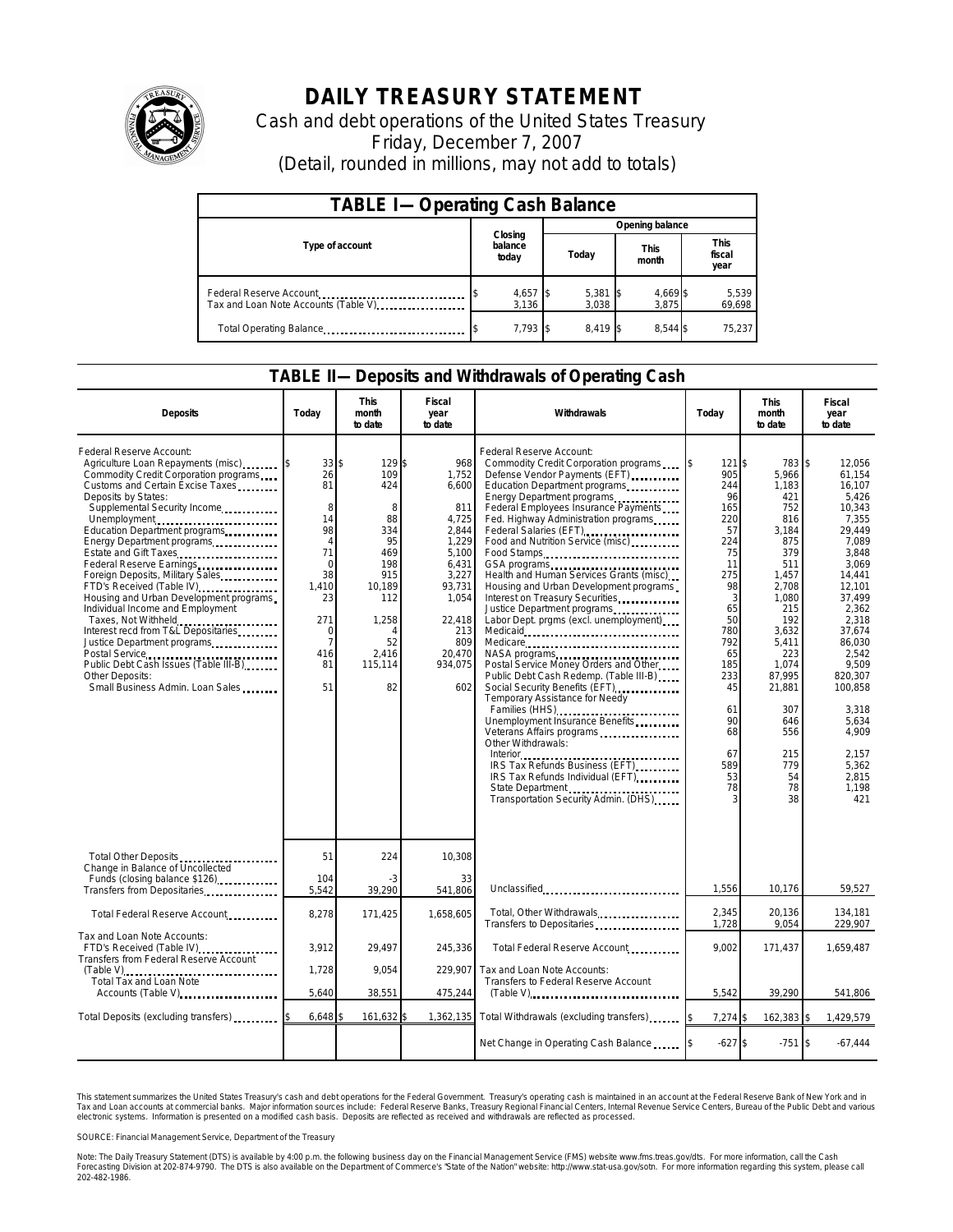# DAILY TREASURY STATEMENT

Cash and debt operations of the United States Treasury

Friday, December 7, 2007

(Detail, rounded in millions, may not add to totals)

## TABLE I—Operating Cash Balance

| Type of account | Closing balance today | Opening balance Today | Opening balance This month | Opening balance This fiscal year |
|---|---|---|---|---|
| Federal Reserve Account | $ 4,657 | $ 5,381 | $ 4,669 | $ 5,539 |
| Tax and Loan Note Accounts (Table V) | 3,136 | 3,038 | 3,875 | 69,698 |
| Total Operating Balance | $ 7,793 | $ 8,419 | $ 8,544 | $ 75,237 |

## TABLE II—Deposits and Withdrawals of Operating Cash

| Deposits | Today | This month to date | Fiscal year to date |
|---|---|---|---|
| Federal Reserve Account: | | | |
| Agriculture Loan Repayments (misc) | $ 33 | $ 129 | $ 968 |
| Commodity Credit Corporation programs | 26 | 109 | 1,752 |
| Customs and Certain Excise Taxes | 81 | 424 | 6,600 |
| Deposits by States: | | | |
| Supplemental Security Income | 8 | 8 | 811 |
| Unemployment | 14 | 88 | 4,725 |
| Education Department programs | 98 | 334 | 2,844 |
| Energy Department programs | 4 | 95 | 1,229 |
| Estate and Gift Taxes | 71 | 469 | 5,100 |
| Federal Reserve Earnings | 0 | 198 | 6,431 |
| Foreign Deposits, Military Sales | 38 | 915 | 3,227 |
| FTD's Received (Table IV) | 1,410 | 10,189 | 93,731 |
| Housing and Urban Development programs | 23 | 112 | 1,054 |
| Individual Income and Employment Taxes, Not Withheld | 271 | 1,258 | 22,418 |
| Interest recd from T&L Depositaries | 0 | 4 | 213 |
| Justice Department programs | 7 | 52 | 809 |
| Postal Service | 416 | 2,416 | 20,470 |
| Public Debt Cash Issues (Table III-B) | 81 | 115,114 | 934,075 |
| Other Deposits: | | | |
| Small Business Admin. Loan Sales | 51 | 82 | 602 |
| Total Other Deposits | 51 | 224 | 10,308 |
| Change in Balance of Uncollected Funds (closing balance $126) | 104 | -3 | 33 |
| Transfers from Depositaries | 5,542 | 39,290 | 541,806 |
| Total Federal Reserve Account | 8,278 | 171,425 | 1,658,605 |
| Tax and Loan Note Accounts: | | | |
| FTD's Received (Table IV) | 3,912 | 29,497 | 245,336 |
| Transfers from Federal Reserve Account (Table V) | 1,728 | 9,054 | 229,907 |
| Total Tax and Loan Note Accounts (Table V) | 5,640 | 38,551 | 475,244 |
| Total Deposits (excluding transfers) | $ 6,648 | $ 161,632 | $ 1,362,135 |

| Withdrawals | Today | This month to date | Fiscal year to date |
|---|---|---|---|
| Federal Reserve Account: | | | |
| Commodity Credit Corporation programs | $ 121 | $ 783 | $ 12,056 |
| Defense Vendor Payments (EFT) | 905 | 5,966 | 61,154 |
| Education Department programs | 244 | 1,183 | 16,107 |
| Energy Department programs | 96 | 421 | 5,426 |
| Federal Employees Insurance Payments | 165 | 752 | 10,343 |
| Fed. Highway Administration programs | 220 | 816 | 7,355 |
| Federal Salaries (EFT) | 57 | 3,184 | 29,449 |
| Food and Nutrition Service (misc) | 224 | 875 | 7,089 |
| Food Stamps | 75 | 379 | 3,848 |
| GSA programs | 11 | 511 | 3,069 |
| Health and Human Services Grants (misc) | 275 | 1,457 | 14,441 |
| Housing and Urban Development programs | 98 | 2,708 | 12,101 |
| Interest on Treasury Securities | 3 | 1,080 | 37,499 |
| Justice Department programs | 65 | 215 | 2,362 |
| Labor Dept. prgms (excl. unemployment) | 50 | 192 | 2,318 |
| Medicaid | 780 | 3,632 | 37,674 |
| Medicare | 792 | 5,411 | 86,030 |
| NASA programs | 65 | 223 | 2,542 |
| Postal Service Money Orders and Other | 185 | 1,074 | 9,509 |
| Public Debt Cash Redemp. (Table III-B) | 233 | 87,995 | 820,307 |
| Social Security Benefits (EFT) | 45 | 21,881 | 100,858 |
| Temporary Assistance for Needy Families (HHS) | 61 | 307 | 3,318 |
| Unemployment Insurance Benefits | 90 | 646 | 5,634 |
| Veterans Affairs programs | 68 | 556 | 4,909 |
| Other Withdrawals: | | | |
| Interior | 67 | 215 | 2,157 |
| IRS Tax Refunds Business (EFT) | 589 | 779 | 5,362 |
| IRS Tax Refunds Individual (EFT) | 53 | 54 | 2,815 |
| State Department | 78 | 78 | 1,198 |
| Transportation Security Admin. (DHS) | 3 | 38 | 421 |
| Unclassified | 1,556 | 10,176 | 59,527 |
| Total, Other Withdrawals | 2,345 | 20,136 | 134,181 |
| Transfers to Depositaries | 1,728 | 9,054 | 229,907 |
| Total Federal Reserve Account | 9,002 | 171,437 | 1,659,487 |
| Tax and Loan Note Accounts: | | | |
| Transfers to Federal Reserve Account (Table V) | 5,542 | 39,290 | 541,806 |
| Total Withdrawals (excluding transfers) | $ 7,274 | $ 162,383 | $ 1,429,579 |
| Net Change in Operating Cash Balance | $ -627 | $ -751 | $ -67,444 |

This statement summarizes the United States Treasury's cash and debt operations for the Federal Government. Treasury's operating cash is maintained in an account at the Federal Reserve Bank of New York and in Tax and Loan accounts at commercial banks. Major information sources include: Federal Reserve Banks, Treasury Regional Financial Centers, Internal Revenue Service Centers, Bureau of the Public Debt and various electronic systems. Information is presented on a modified cash basis. Deposits are reflected as received and withdrawals are reflected as processed.

SOURCE: Financial Management Service, Department of the Treasury

Note: The Daily Treasury Statement (DTS) is available by 4:00 p.m. the following business day on the Financial Management Service (FMS) website www.fms.treas.gov/dts. For more information, call the Cash Forecasting Division at 202-874-9790. The DTS is also available on the Department of Commerce's "State of the Nation" website: http://www.stat-usa.gov/sotn. For more information regarding this system, please call 202-482-1986.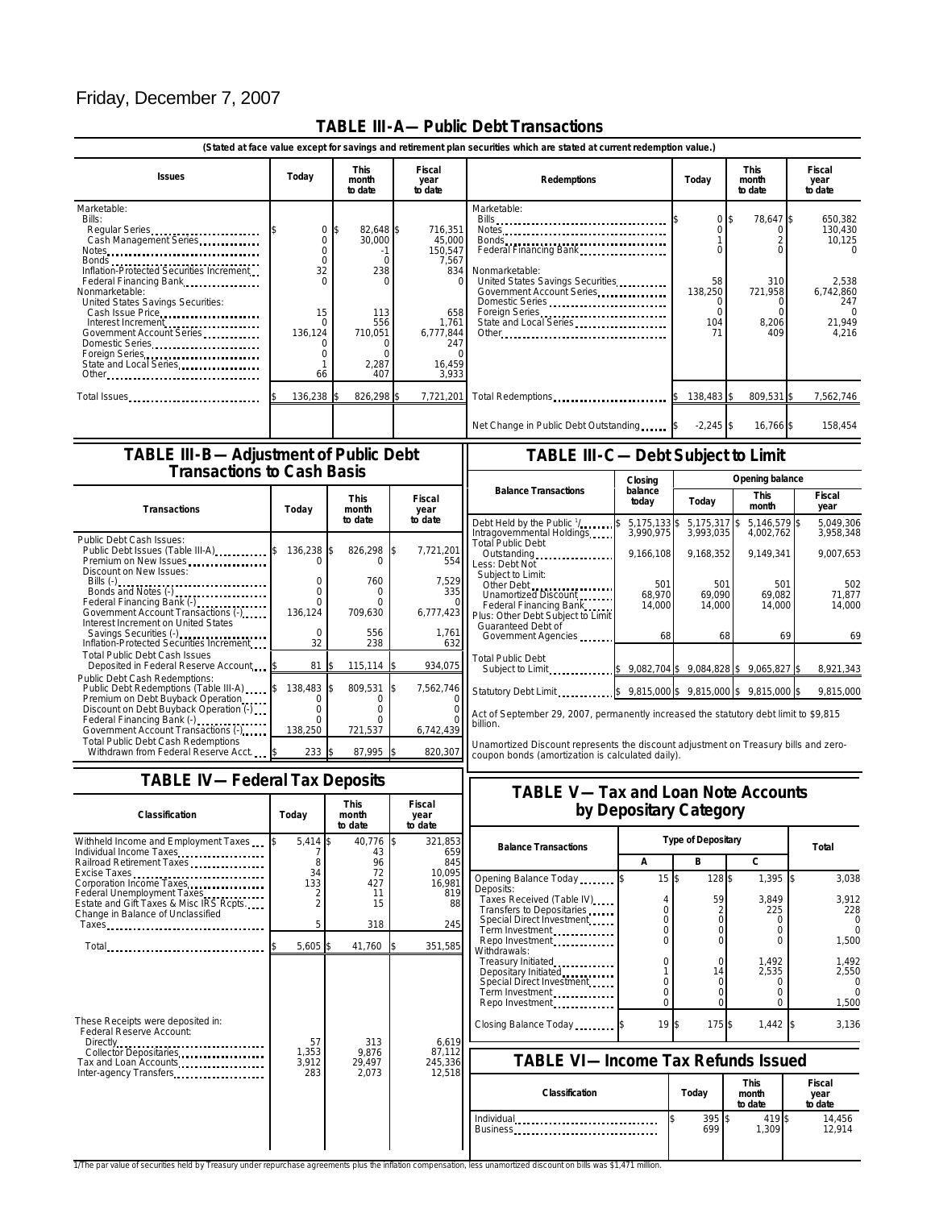Friday, December 7, 2007

## TABLE III-A— Public Debt Transactions

(Stated at face value except for savings and retirement plan securities which are stated at current redemption value.)

| Issues | Today | This month to date | Fiscal year to date |
|---|---|---|---|
| Marketable: | | | |
| Bills: | | | |
| Regular Series | $ 0 | $ 82,648 | $ 716,351 |
| Cash Management Series | 0 | 30,000 | 45,000 |
| Notes | 0 | -1 | 150,547 |
| Bonds | 0 | 0 | 7,567 |
| Inflation-Protected Securities Increment | 32 | 238 | 834 |
| Federal Financing Bank | 0 | 0 | 0 |
| Nonmarketable: | | | |
| United States Savings Securities: | | | |
| Cash Issue Price | 15 | 113 | 658 |
| Interest Increment | 0 | 556 | 1,761 |
| Government Account Series | 136,124 | 710,051 | 6,777,844 |
| Domestic Series | 0 | 0 | 247 |
| Foreign Series | 0 | 0 | 0 |
| State and Local Series | 1 | 2,287 | 16,459 |
| Other | 66 | 407 | 3,933 |
| Total Issues | $ 136,238 | $ 826,298 | $ 7,721,201 |

| Redemptions | Today | This month to date | Fiscal year to date |
|---|---|---|---|
| Marketable: | | | |
| Bills | $ 0 | $ 78,647 | $ 650,382 |
| Notes | 0 | 0 | 130,430 |
| Bonds | 1 | 2 | 10,125 |
| Federal Financing Bank | 0 | 0 | 0 |
| Nonmarketable: | | | |
| United States Savings Securities | 58 | 310 | 2,538 |
| Government Account Series | 138,250 | 721,958 | 6,742,860 |
| Domestic Series | 0 | 0 | 247 |
| Foreign Series | 0 | 0 | 0 |
| State and Local Series | 104 | 8,206 | 21,949 |
| Other | 71 | 409 | 4,216 |
| Total Redemptions | $ 138,483 | $ 809,531 | $ 7,562,746 |
| Net Change in Public Debt Outstanding | $ -2,245 | $ 16,766 | $ 158,454 |

## TABLE III-B— Adjustment of Public Debt Transactions to Cash Basis

| Transactions | Today | This month to date | Fiscal year to date |
|---|---|---|---|
| Public Debt Cash Issues: | | | |
| Public Debt Issues (Table III-A) | $ 136,238 | $ 826,298 | $ 7,721,201 |
| Premium on New Issues | 0 | 0 | 554 |
| Discount on New Issues: | | | |
| Bills (-) | 0 | 760 | 7,529 |
| Bonds and Notes (-) | 0 | 0 | 335 |
| Federal Financing Bank (-) | 0 | 0 | 0 |
| Government Account Transactions (-) | 136,124 | 709,630 | 6,777,423 |
| Interest Increment on United States Savings Securities (-) | 0 | 556 | 1,761 |
| Inflation-Protected Securities Increment | 32 | 238 | 632 |
| Total Public Debt Cash Issues Deposited in Federal Reserve Account | $ 81 | $ 115,114 | $ 934,075 |
| Public Debt Cash Redemptions: | | | |
| Public Debt Redemptions (Table III-A) | $ 138,483 | $ 809,531 | $ 7,562,746 |
| Premium on Debt Buyback Operation | 0 | 0 | 0 |
| Discount on Debt Buyback Operation (-) | 0 | 0 | 0 |
| Federal Financing Bank (-) | 0 | 0 | 0 |
| Government Account Transactions (-) | 138,250 | 721,537 | 6,742,439 |
| Total Public Debt Cash Redemptions Withdrawn from Federal Reserve Acct. | $ 233 | $ 87,995 | $ 820,307 |

## TABLE III-C— Debt Subject to Limit

| Balance Transactions | Closing balance today | Opening balance Today | Opening balance This month | Opening balance Fiscal year |
|---|---|---|---|---|
| Debt Held by the Public [1] | $ 5,175,133 | $ 5,175,317 | $ 5,146,579 | $ 5,049,306 |
| Intragovernmental Holdings | 3,990,975 | 3,993,035 | 4,002,762 | 3,958,348 |
| Total Public Debt Outstanding | 9,166,108 | 9,168,352 | 9,149,341 | 9,007,653 |
| Less: Debt Not Subject to Limit: | | | | |
| Other Debt | 501 | 501 | 501 | 502 |
| Unamortized Discount | 68,970 | 69,090 | 69,082 | 71,877 |
| Federal Financing Bank | 14,000 | 14,000 | 14,000 | 14,000 |
| Plus: Other Debt Subject to Limit Guaranteed Debt of Government Agencies | 68 | 68 | 69 | 69 |
| Total Public Debt Subject to Limit | $ 9,082,704 | $ 9,084,828 | $ 9,065,827 | $ 8,921,343 |
| Statutory Debt Limit | $ 9,815,000 | $ 9,815,000 | $ 9,815,000 | $ 9,815,000 |

Act of September 29, 2007, permanently increased the statutory debt limit to $9,815 billion.

Unamortized Discount represents the discount adjustment on Treasury bills and zero-coupon bonds (amortization is calculated daily).

## TABLE IV— Federal Tax Deposits

| Classification | Today | This month to date | Fiscal year to date |
|---|---|---|---|
| Withheld Income and Employment Taxes | $ 5,414 | $ 40,776 | $ 321,853 |
| Individual Income Taxes | 7 | 43 | 659 |
| Railroad Retirement Taxes | 8 | 96 | 845 |
| Excise Taxes | 34 | 72 | 10,095 |
| Corporation Income Taxes | 133 | 427 | 16,981 |
| Federal Unemployment Taxes | 2 | 11 | 819 |
| Estate and Gift Taxes & Misc IRS Rcpts. | 2 | 15 | 88 |
| Change in Balance of Unclassified Taxes | 5 | 318 | 245 |
| Total | $ 5,605 | $ 41,760 | $ 351,585 |
| These Receipts were deposited in: | | | |
| Federal Reserve Account: | | | |
| Directly | 57 | 313 | 6,619 |
| Collector Depositaries | 1,353 | 9,876 | 87,112 |
| Tax and Loan Accounts | 3,912 | 29,497 | 245,336 |
| Inter-agency Transfers | 283 | 2,073 | 12,518 |

## TABLE V— Tax and Loan Note Accounts by Depositary Category

| Balance Transactions | Type of Depositary A | B | C | Total |
|---|---|---|---|---|
| Opening Balance Today | $ 15 | $ 128 | $ 1,395 | $ 3,038 |
| Deposits: | | | | |
| Taxes Received (Table IV) | 4 | 59 | 3,849 | 3,912 |
| Transfers to Depositaries | 0 | 2 | 225 | 228 |
| Special Direct Investment | 0 | 0 | 0 | 0 |
| Term Investment | 0 | 0 | 0 | 0 |
| Repo Investment | 0 | 0 | 0 | 1,500 |
| Withdrawals: | | | | |
| Treasury Initiated | 0 | 0 | 1,492 | 1,492 |
| Depositary Initiated | 1 | 14 | 2,535 | 2,550 |
| Special Direct Investment | 0 | 0 | 0 | 0 |
| Term Investment | 0 | 0 | 0 | 0 |
| Repo Investment | 0 | 0 | 0 | 1,500 |
| Closing Balance Today | $ 19 | $ 175 | $ 1,442 | $ 3,136 |

## TABLE VI— Income Tax Refunds Issued

| Classification | Today | This month to date | Fiscal year to date |
|---|---|---|---|
| Individual | $ 395 | $ 419 | $ 14,456 |
| Business | 699 | 1,309 | 12,914 |

1/The par value of securities held by Treasury under repurchase agreements plus the inflation compensation, less unamortized discount on bills was $1,471 million.